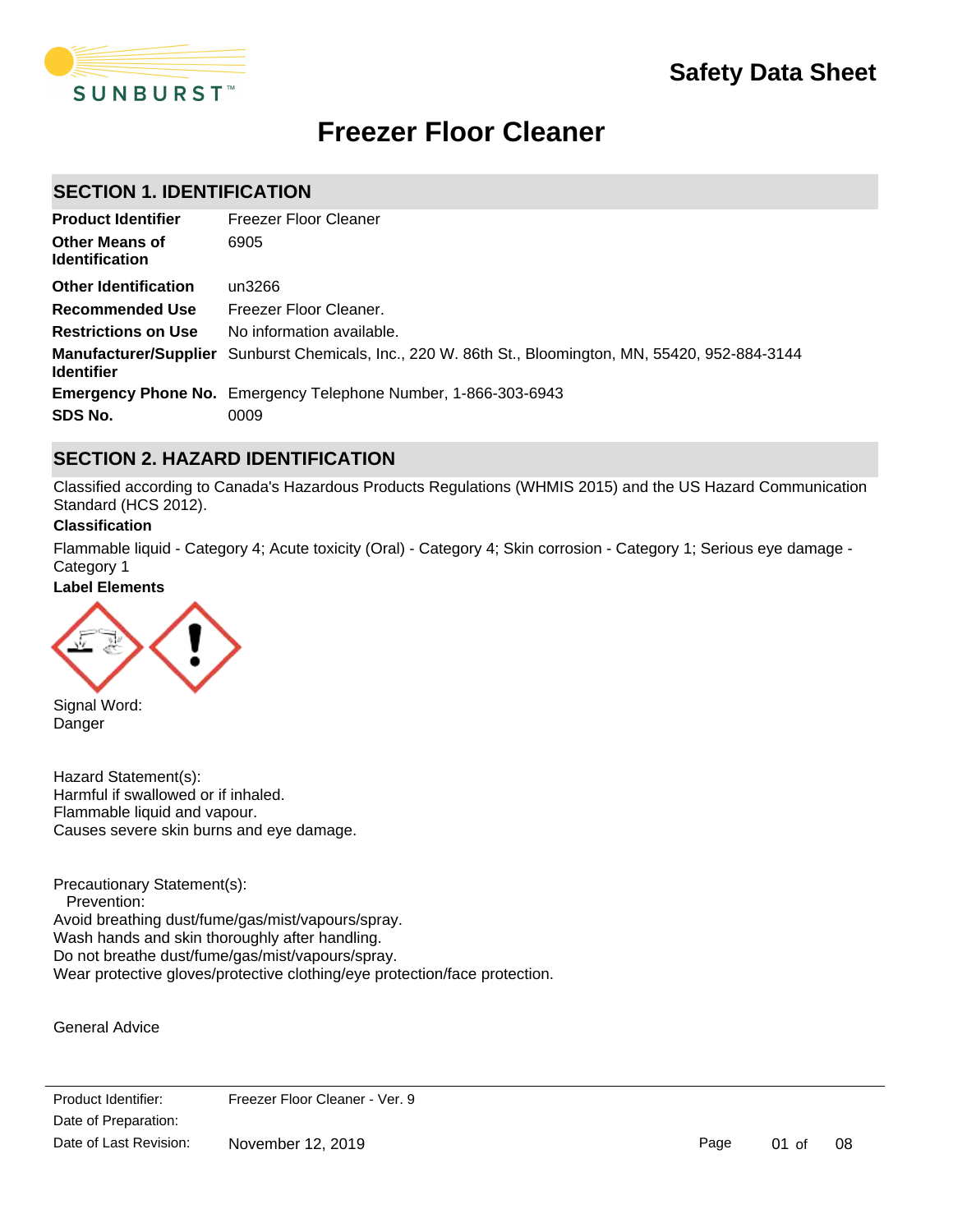# Safety Data Sheet

# Freezer Floor Cleaner

## SECTION 1. IDENTIFICATION

| | |
|---|---|
| **Product Identifier** | Freezer Floor Cleaner |
| **Other Means of Identification** | 6905 |
| **Other Identification** | un3266 |
| **Recommended Use** | Freezer Floor Cleaner. |
| **Restrictions on Use** | No information available. |
| **Manufacturer/Supplier Identifier** | Sunburst Chemicals, Inc., 220 W. 86th St., Bloomington, MN, 55420, 952-884-3144 |
| **Emergency Phone No.** | Emergency Telephone Number, 1-866-303-6943 |
| **SDS No.** | 0009 |

## SECTION 2. HAZARD IDENTIFICATION

Classified according to Canada's Hazardous Products Regulations (WHMIS 2015) and the US Hazard Communication Standard (HCS 2012).

**Classification**

Flammable liquid - Category 4; Acute toxicity (Oral) - Category 4; Skin corrosion - Category 1; Serious eye damage - Category 1

**Label Elements**

Signal Word:
Danger

Hazard Statement(s):
Harmful if swallowed or if inhaled.
Flammable liquid and vapour.
Causes severe skin burns and eye damage.

Precautionary Statement(s):
Prevention:
Avoid breathing dust/fume/gas/mist/vapours/spray.
Wash hands and skin thoroughly after handling.
Do not breathe dust/fume/gas/mist/vapours/spray.
Wear protective gloves/protective clothing/eye protection/face protection.

General Advice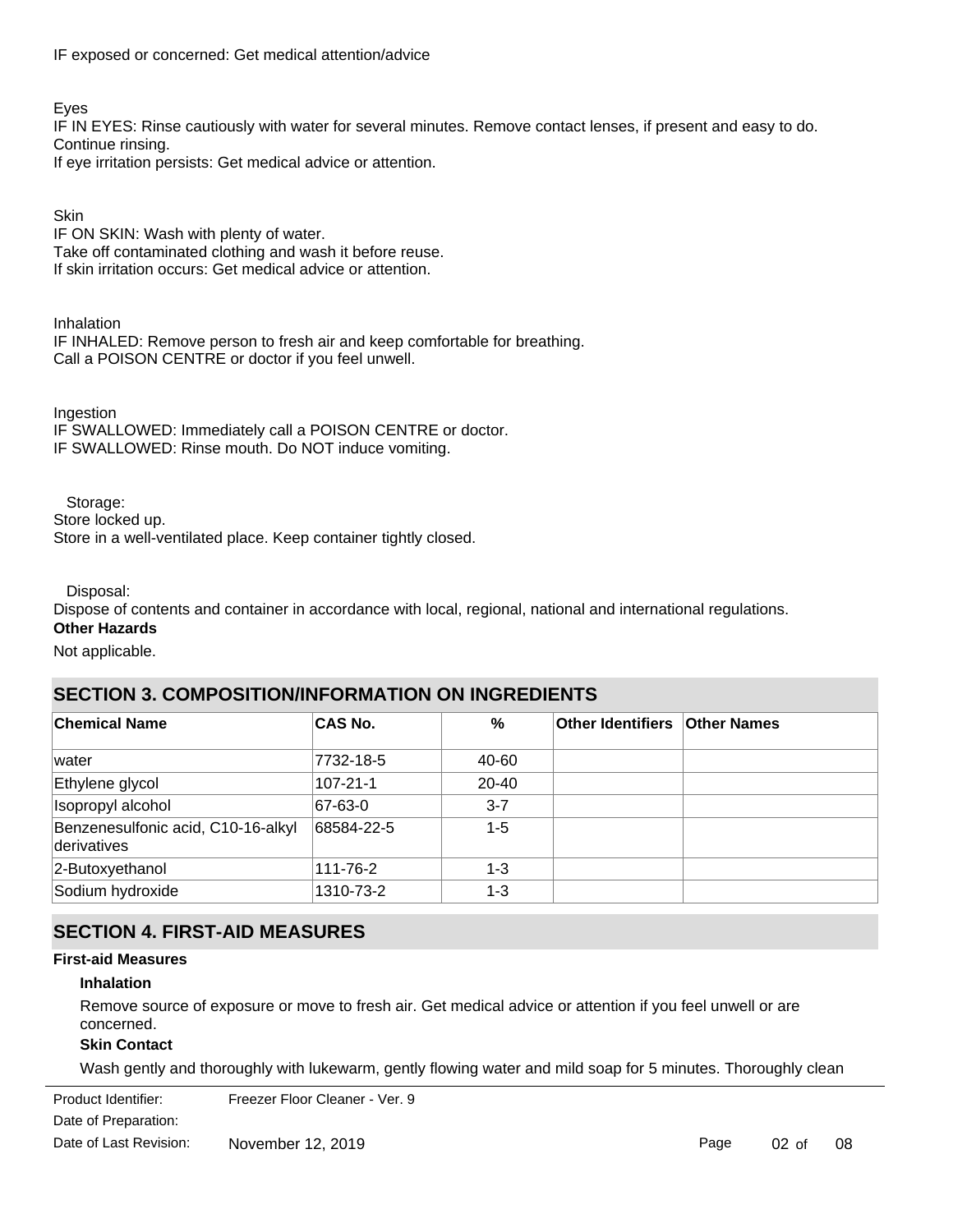IF exposed or concerned: Get medical attention/advice

Eyes
IF IN EYES: Rinse cautiously with water for several minutes. Remove contact lenses, if present and easy to do. Continue rinsing.
If eye irritation persists: Get medical advice or attention.

Skin
IF ON SKIN: Wash with plenty of water.
Take off contaminated clothing and wash it before reuse.
If skin irritation occurs: Get medical advice or attention.

Inhalation
IF INHALED: Remove person to fresh air and keep comfortable for breathing.
Call a POISON CENTRE or doctor if you feel unwell.

Ingestion
IF SWALLOWED: Immediately call a POISON CENTRE or doctor.
IF SWALLOWED: Rinse mouth. Do NOT induce vomiting.

Storage:
Store locked up.
Store in a well-ventilated place. Keep container tightly closed.

Disposal:
Dispose of contents and container in accordance with local, regional, national and international regulations.

**Other Hazards**

Not applicable.

## SECTION 3. COMPOSITION/INFORMATION ON INGREDIENTS

| Chemical Name | CAS No. | % | Other Identifiers | Other Names |
|---|---|---|---|---|
| water | 7732-18-5 | 40-60 | | |
| Ethylene glycol | 107-21-1 | 20-40 | | |
| Isopropyl alcohol | 67-63-0 | 3-7 | | |
| Benzenesulfonic acid, C10-16-alkyl derivatives | 68584-22-5 | 1-5 | | |
| 2-Butoxyethanol | 111-76-2 | 1-3 | | |
| Sodium hydroxide | 1310-73-2 | 1-3 | | |

## SECTION 4. FIRST-AID MEASURES

**First-aid Measures**

**Inhalation**

Remove source of exposure or move to fresh air. Get medical advice or attention if you feel unwell or are concerned.

**Skin Contact**

Wash gently and thoroughly with lukewarm, gently flowing water and mild soap for 5 minutes. Thoroughly clean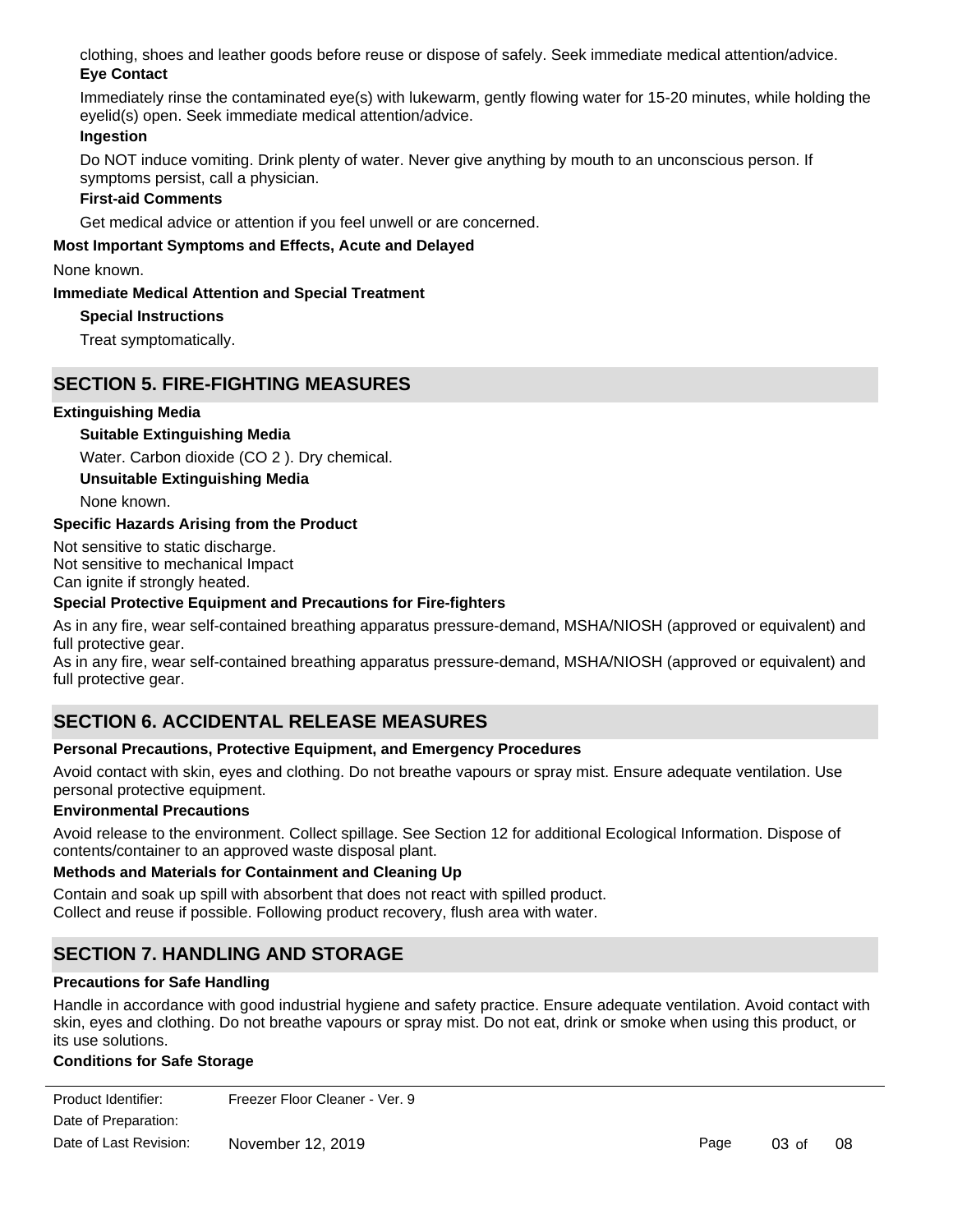clothing, shoes and leather goods before reuse or dispose of safely. Seek immediate medical attention/advice.

**Eye Contact**

Immediately rinse the contaminated eye(s) with lukewarm, gently flowing water for 15-20 minutes, while holding the eyelid(s) open. Seek immediate medical attention/advice.

**Ingestion**

Do NOT induce vomiting. Drink plenty of water. Never give anything by mouth to an unconscious person. If symptoms persist, call a physician.

**First-aid Comments**

Get medical advice or attention if you feel unwell or are concerned.

**Most Important Symptoms and Effects, Acute and Delayed**

None known.

**Immediate Medical Attention and Special Treatment**

**Special Instructions**

Treat symptomatically.

## SECTION 5. FIRE-FIGHTING MEASURES

**Extinguishing Media**

**Suitable Extinguishing Media**

Water. Carbon dioxide ($CO_2$). Dry chemical.

**Unsuitable Extinguishing Media**

None known.

**Specific Hazards Arising from the Product**

Not sensitive to static discharge.
Not sensitive to mechanical Impact
Can ignite if strongly heated.

**Special Protective Equipment and Precautions for Fire-fighters**

As in any fire, wear self-contained breathing apparatus pressure-demand, MSHA/NIOSH (approved or equivalent) and full protective gear.
As in any fire, wear self-contained breathing apparatus pressure-demand, MSHA/NIOSH (approved or equivalent) and full protective gear.

## SECTION 6. ACCIDENTAL RELEASE MEASURES

**Personal Precautions, Protective Equipment, and Emergency Procedures**

Avoid contact with skin, eyes and clothing. Do not breathe vapours or spray mist. Ensure adequate ventilation. Use personal protective equipment.

**Environmental Precautions**

Avoid release to the environment. Collect spillage. See Section 12 for additional Ecological Information. Dispose of contents/container to an approved waste disposal plant.

**Methods and Materials for Containment and Cleaning Up**

Contain and soak up spill with absorbent that does not react with spilled product.
Collect and reuse if possible. Following product recovery, flush area with water.

## SECTION 7. HANDLING AND STORAGE

**Precautions for Safe Handling**

Handle in accordance with good industrial hygiene and safety practice. Ensure adequate ventilation. Avoid contact with skin, eyes and clothing. Do not breathe vapours or spray mist. Do not eat, drink or smoke when using this product, or its use solutions.

**Conditions for Safe Storage**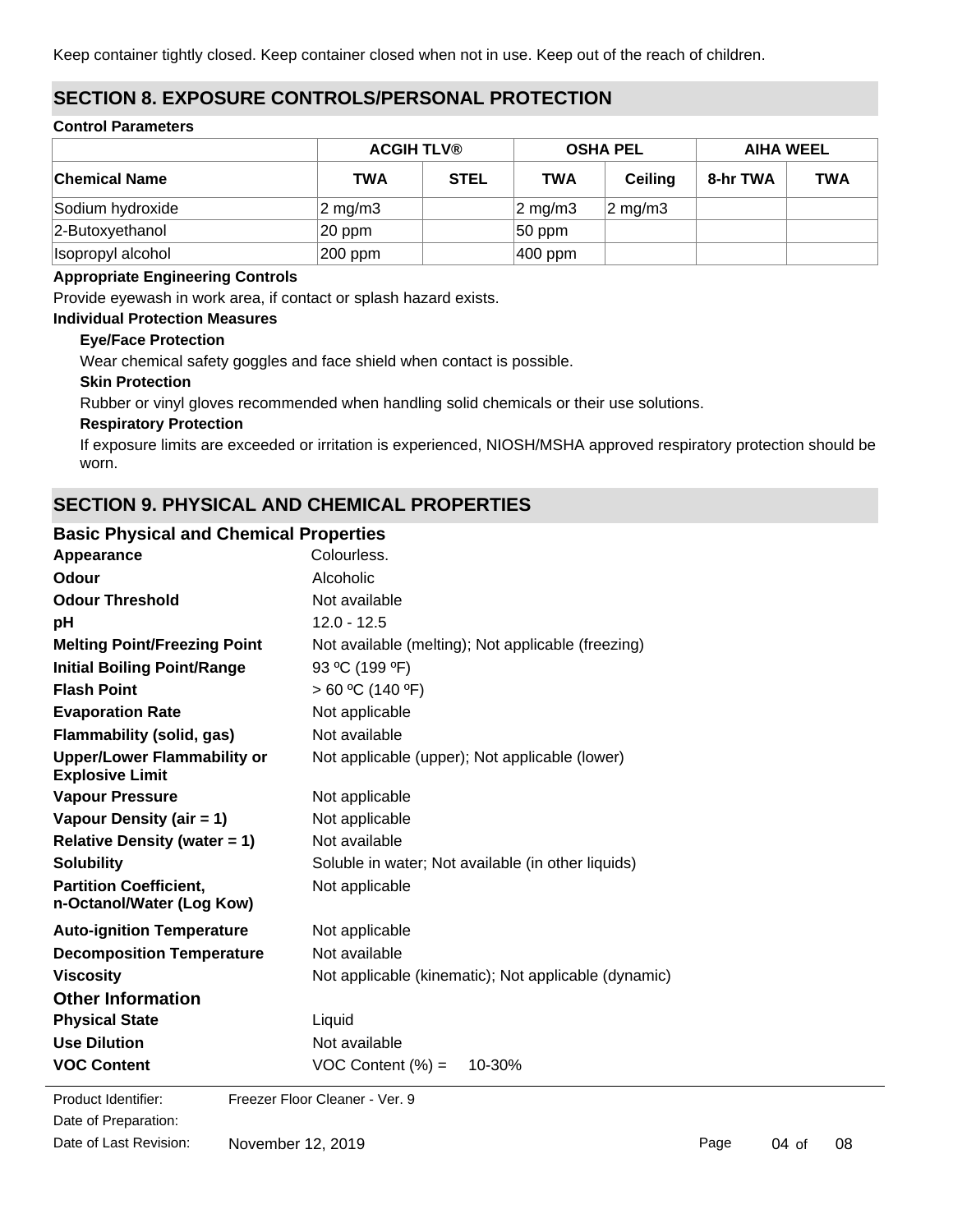Keep container tightly closed. Keep container closed when not in use. Keep out of the reach of children.

## SECTION 8. EXPOSURE CONTROLS/PERSONAL PROTECTION

**Control Parameters**

| | ACGIH TLV® | | OSHA PEL | | AIHA WEEL | |
|---|---|---|---|---|---|---|
| **Chemical Name** | **TWA** | **STEL** | **TWA** | **Ceiling** | **8-hr TWA** | **TWA** |
| Sodium hydroxide | 2 mg/m3 | | 2 mg/m3 | 2 mg/m3 | | |
| 2-Butoxyethanol | 20 ppm | | 50 ppm | | | |
| Isopropyl alcohol | 200 ppm | | 400 ppm | | | |

**Appropriate Engineering Controls**

Provide eyewash in work area, if contact or splash hazard exists.

**Individual Protection Measures**

**Eye/Face Protection**

Wear chemical safety goggles and face shield when contact is possible.

**Skin Protection**

Rubber or vinyl gloves recommended when handling solid chemicals or their use solutions.

**Respiratory Protection**

If exposure limits are exceeded or irritation is experienced, NIOSH/MSHA approved respiratory protection should be worn.

## SECTION 9. PHYSICAL AND CHEMICAL PROPERTIES

### Basic Physical and Chemical Properties

| | |
|---|---|
| **Appearance** | Colourless. |
| **Odour** | Alcoholic |
| **Odour Threshold** | Not available |
| **pH** | 12.0 - 12.5 |
| **Melting Point/Freezing Point** | Not available (melting); Not applicable (freezing) |
| **Initial Boiling Point/Range** | 93 ºC (199 ºF) |
| **Flash Point** | > 60 ºC (140 ºF) |
| **Evaporation Rate** | Not applicable |
| **Flammability (solid, gas)** | Not available |
| **Upper/Lower Flammability or Explosive Limit** | Not applicable (upper); Not applicable (lower) |
| **Vapour Pressure** | Not applicable |
| **Vapour Density (air = 1)** | Not applicable |
| **Relative Density (water = 1)** | Not available |
| **Solubility** | Soluble in water; Not available (in other liquids) |
| **Partition Coefficient, n-Octanol/Water (Log Kow)** | Not applicable |
| **Auto-ignition Temperature** | Not applicable |
| **Decomposition Temperature** | Not available |
| **Viscosity** | Not applicable (kinematic); Not applicable (dynamic) |

### Other Information

| | |
|---|---|
| **Physical State** | Liquid |
| **Use Dilution** | Not available |
| **VOC Content** | VOC Content (%) = 10-30% |

Product Identifier: Freezer Floor Cleaner - Ver. 9
Date of Preparation:
Date of Last Revision: November 12, 2019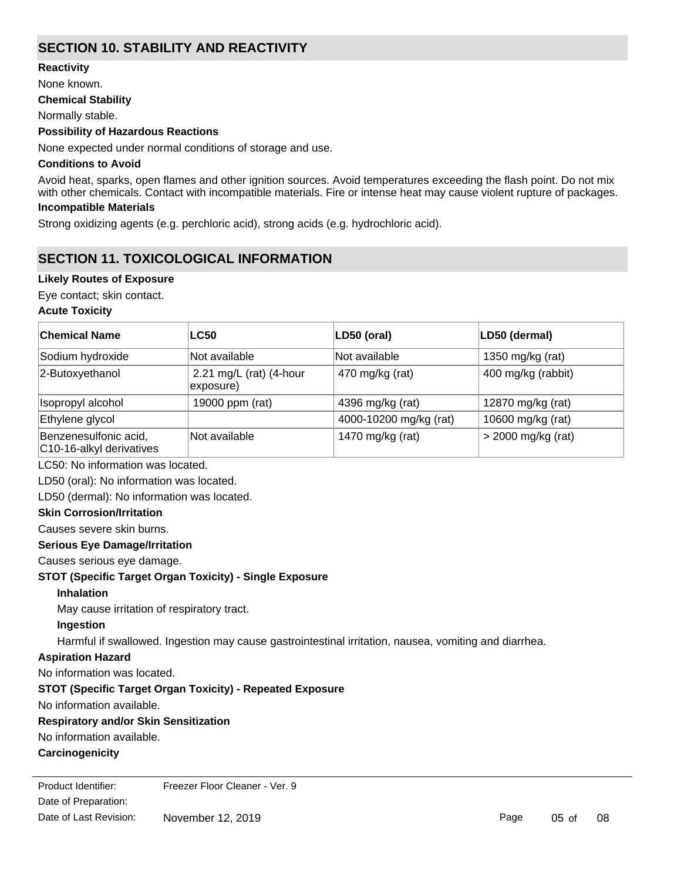## SECTION 10. STABILITY AND REACTIVITY

**Reactivity**

None known.

**Chemical Stability**

Normally stable.

**Possibility of Hazardous Reactions**

None expected under normal conditions of storage and use.

**Conditions to Avoid**

Avoid heat, sparks, open flames and other ignition sources. Avoid temperatures exceeding the flash point. Do not mix with other chemicals. Contact with incompatible materials. Fire or intense heat may cause violent rupture of packages.

**Incompatible Materials**

Strong oxidizing agents (e.g. perchloric acid), strong acids (e.g. hydrochloric acid).

## SECTION 11. TOXICOLOGICAL INFORMATION

**Likely Routes of Exposure**

Eye contact; skin contact.

**Acute Toxicity**

| Chemical Name | LC50 | LD50 (oral) | LD50 (dermal) |
|---|---|---|---|
| Sodium hydroxide | Not available | Not available | 1350 mg/kg (rat) |
| 2-Butoxyethanol | 2.21 mg/L (rat) (4-hour exposure) | 470 mg/kg (rat) | 400 mg/kg (rabbit) |
| Isopropyl alcohol | 19000 ppm (rat) | 4396 mg/kg (rat) | 12870 mg/kg (rat) |
| Ethylene glycol | | 4000-10200 mg/kg (rat) | 10600 mg/kg (rat) |
| Benzenesulfonic acid, C10-16-alkyl derivatives | Not available | 1470 mg/kg (rat) | > 2000 mg/kg (rat) |

LC50: No information was located.

LD50 (oral): No information was located.

LD50 (dermal): No information was located.

**Skin Corrosion/Irritation**

Causes severe skin burns.

**Serious Eye Damage/Irritation**

Causes serious eye damage.

**STOT (Specific Target Organ Toxicity) - Single Exposure**

**Inhalation**

May cause irritation of respiratory tract.

**Ingestion**

Harmful if swallowed. Ingestion may cause gastrointestinal irritation, nausea, vomiting and diarrhea.

**Aspiration Hazard**

No information was located.

**STOT (Specific Target Organ Toxicity) - Repeated Exposure**

No information available.

**Respiratory and/or Skin Sensitization**

No information available.

**Carcinogenicity**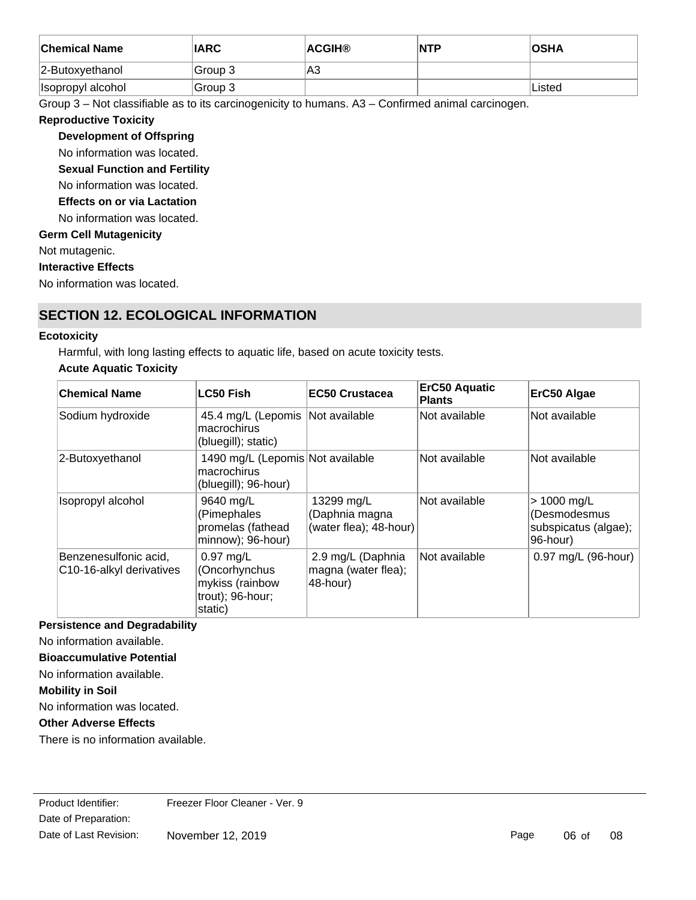| Chemical Name | IARC | ACGIH® | NTP | OSHA |
|---|---|---|---|---|
| 2-Butoxyethanol | Group 3 | A3 | | |
| Isopropyl alcohol | Group 3 | | | Listed |

Group 3 – Not classifiable as to its carcinogenicity to humans. A3 – Confirmed animal carcinogen.

**Reproductive Toxicity**

**Development of Offspring**

No information was located.

**Sexual Function and Fertility**

No information was located.

**Effects on or via Lactation**

No information was located.

**Germ Cell Mutagenicity**

Not mutagenic.

**Interactive Effects**

No information was located.

## SECTION 12. ECOLOGICAL INFORMATION

**Ecotoxicity**

Harmful, with long lasting effects to aquatic life, based on acute toxicity tests.

**Acute Aquatic Toxicity**

| Chemical Name | LC50 Fish | EC50 Crustacea | ErC50 Aquatic Plants | ErC50 Algae |
|---|---|---|---|---|
| Sodium hydroxide | 45.4 mg/L (Lepomis macrochirus (bluegill); static) | Not available | Not available | Not available |
| 2-Butoxyethanol | 1490 mg/L (Lepomis macrochirus (bluegill); 96-hour) | Not available | Not available | Not available |
| Isopropyl alcohol | 9640 mg/L (Pimephales promelas (fathead minnow); 96-hour) | 13299 mg/L (Daphnia magna (water flea); 48-hour) | Not available | > 1000 mg/L (Desmodesmus subspicatus (algae); 96-hour) |
| Benzenesulfonic acid, C10-16-alkyl derivatives | 0.97 mg/L (Oncorhynchus mykiss (rainbow trout); 96-hour; static) | 2.9 mg/L (Daphnia magna (water flea); 48-hour) | Not available | 0.97 mg/L (96-hour) |

**Persistence and Degradability**

No information available.

**Bioaccumulative Potential**

No information available.

**Mobility in Soil**

No information was located.

**Other Adverse Effects**

There is no information available.

Product Identifier: Freezer Floor Cleaner - Ver. 9
Date of Preparation:
Date of Last Revision: November 12, 2019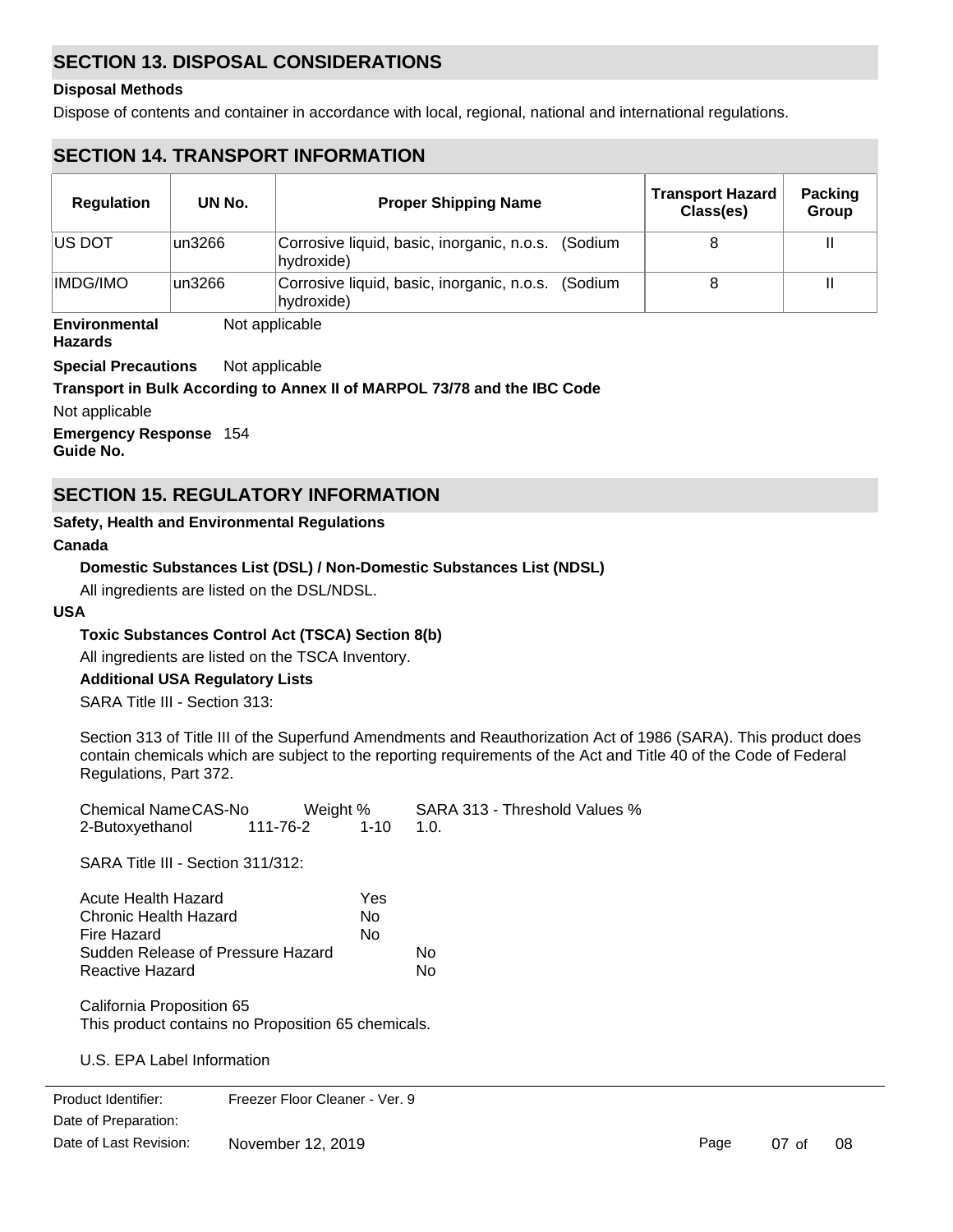## SECTION 13. DISPOSAL CONSIDERATIONS

**Disposal Methods**

Dispose of contents and container in accordance with local, regional, national and international regulations.

## SECTION 14. TRANSPORT INFORMATION

| Regulation | UN No. | Proper Shipping Name | Transport Hazard Class(es) | Packing Group |
|---|---|---|---|---|
| US DOT | un3266 | Corrosive liquid, basic, inorganic, n.o.s. (Sodium hydroxide) | 8 | II |
| IMDG/IMO | un3266 | Corrosive liquid, basic, inorganic, n.o.s. (Sodium hydroxide) | 8 | II |

**Environmental Hazards** Not applicable

**Special Precautions** Not applicable

**Transport in Bulk According to Annex II of MARPOL 73/78 and the IBC Code**

Not applicable

**Emergency Response Guide No.** 154

## SECTION 15. REGULATORY INFORMATION

**Safety, Health and Environmental Regulations**

**Canada**

**Domestic Substances List (DSL) / Non-Domestic Substances List (NDSL)**

All ingredients are listed on the DSL/NDSL.

**USA**

**Toxic Substances Control Act (TSCA) Section 8(b)**

All ingredients are listed on the TSCA Inventory.

**Additional USA Regulatory Lists**

SARA Title III - Section 313:

Section 313 of Title III of the Superfund Amendments and Reauthorization Act of 1986 (SARA). This product does contain chemicals which are subject to the reporting requirements of the Act and Title 40 of the Code of Federal Regulations, Part 372.

| Chemical Name | CAS-No | Weight % | SARA 313 - Threshold Values % |
|---|---|---|---|
| 2-Butoxyethanol | 111-76-2 | 1-10 | 1.0. |

SARA Title III - Section 311/312:

| | |
|---|---|
| Acute Health Hazard | Yes |
| Chronic Health Hazard | No |
| Fire Hazard | No |
| Sudden Release of Pressure Hazard | No |
| Reactive Hazard | No |

California Proposition 65

This product contains no Proposition 65 chemicals.

U.S. EPA Label Information

Product Identifier: Freezer Floor Cleaner - Ver. 9

Date of Preparation:

Date of Last Revision: November 12, 2019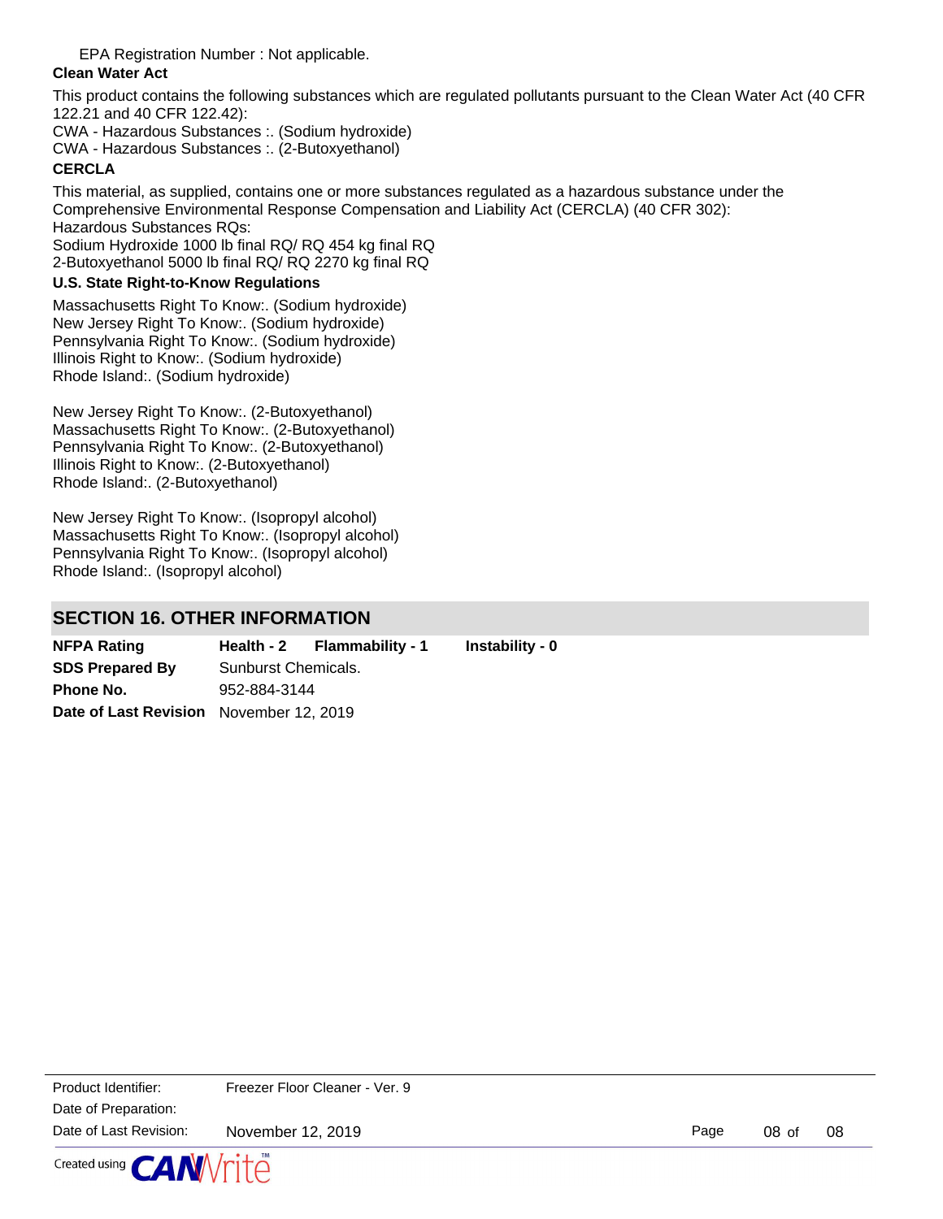EPA Registration Number : Not applicable.

**Clean Water Act**

This product contains the following substances which are regulated pollutants pursuant to the Clean Water Act (40 CFR 122.21 and 40 CFR 122.42):
CWA - Hazardous Substances :. (Sodium hydroxide)
CWA - Hazardous Substances :. (2-Butoxyethanol)

**CERCLA**

This material, as supplied, contains one or more substances regulated as a hazardous substance under the Comprehensive Environmental Response Compensation and Liability Act (CERCLA) (40 CFR 302):
Hazardous Substances RQs:
Sodium Hydroxide 1000 lb final RQ/ RQ 454 kg final RQ
2-Butoxyethanol 5000 lb final RQ/ RQ 2270 kg final RQ

**U.S. State Right-to-Know Regulations**

Massachusetts Right To Know:. (Sodium hydroxide)
New Jersey Right To Know:. (Sodium hydroxide)
Pennsylvania Right To Know:. (Sodium hydroxide)
Illinois Right to Know:. (Sodium hydroxide)
Rhode Island:. (Sodium hydroxide)

New Jersey Right To Know:. (2-Butoxyethanol)
Massachusetts Right To Know:. (2-Butoxyethanol)
Pennsylvania Right To Know:. (2-Butoxyethanol)
Illinois Right to Know:. (2-Butoxyethanol)
Rhode Island:. (2-Butoxyethanol)

New Jersey Right To Know:. (Isopropyl alcohol)
Massachusetts Right To Know:. (Isopropyl alcohol)
Pennsylvania Right To Know:. (Isopropyl alcohol)
Rhode Island:. (Isopropyl alcohol)

## SECTION 16. OTHER INFORMATION

| | | | |
|---|---|---|---|
| **NFPA Rating** | **Health - 2** | **Flammability - 1** | **Instability - 0** |
| **SDS Prepared By** | Sunburst Chemicals. | | |
| **Phone No.** | 952-884-3144 | | |
| **Date of Last Revision** | November 12, 2019 | | |